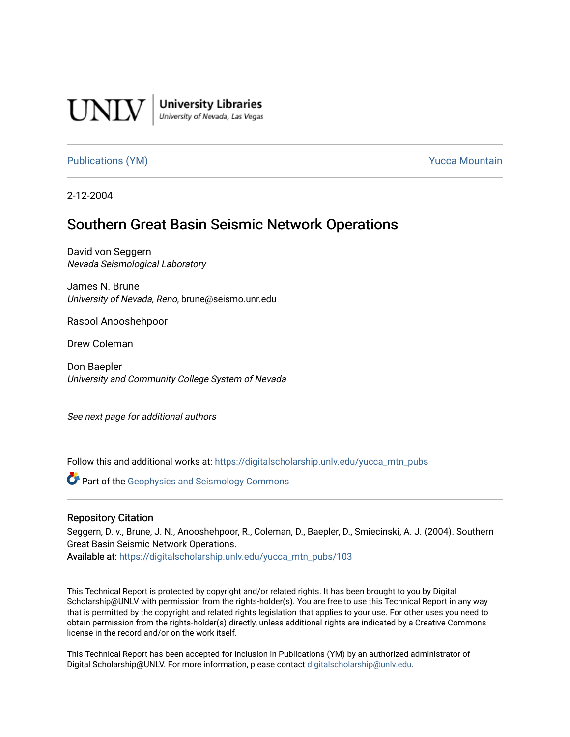UNLV | University Libraries
University of Nevada, Las Vegas

Publications (YM) | Yucca Mountain

2-12-2004

# Southern Great Basin Seismic Network Operations

David von Seggern
*Nevada Seismological Laboratory*

James N. Brune
*University of Nevada, Reno*, brune@seismo.unr.edu

Rasool Anooshehpoor

Drew Coleman

Don Baepler
*University and Community College System of Nevada*

*See next page for additional authors*

Follow this and additional works at: https://digitalscholarship.unlv.edu/yucca_mtn_pubs

Part of the Geophysics and Seismology Commons

## Repository Citation

Seggern, D. v., Brune, J. N., Anooshehpoor, R., Coleman, D., Baepler, D., Smiecinski, A. J. (2004). Southern Great Basin Seismic Network Operations.
Available at: https://digitalscholarship.unlv.edu/yucca_mtn_pubs/103

This Technical Report is protected by copyright and/or related rights. It has been brought to you by Digital Scholarship@UNLV with permission from the rights-holder(s). You are free to use this Technical Report in any way that is permitted by the copyright and related rights legislation that applies to your use. For other uses you need to obtain permission from the rights-holder(s) directly, unless additional rights are indicated by a Creative Commons license in the record and/or on the work itself.

This Technical Report has been accepted for inclusion in Publications (YM) by an authorized administrator of Digital Scholarship@UNLV. For more information, please contact digitalscholarship@unlv.edu.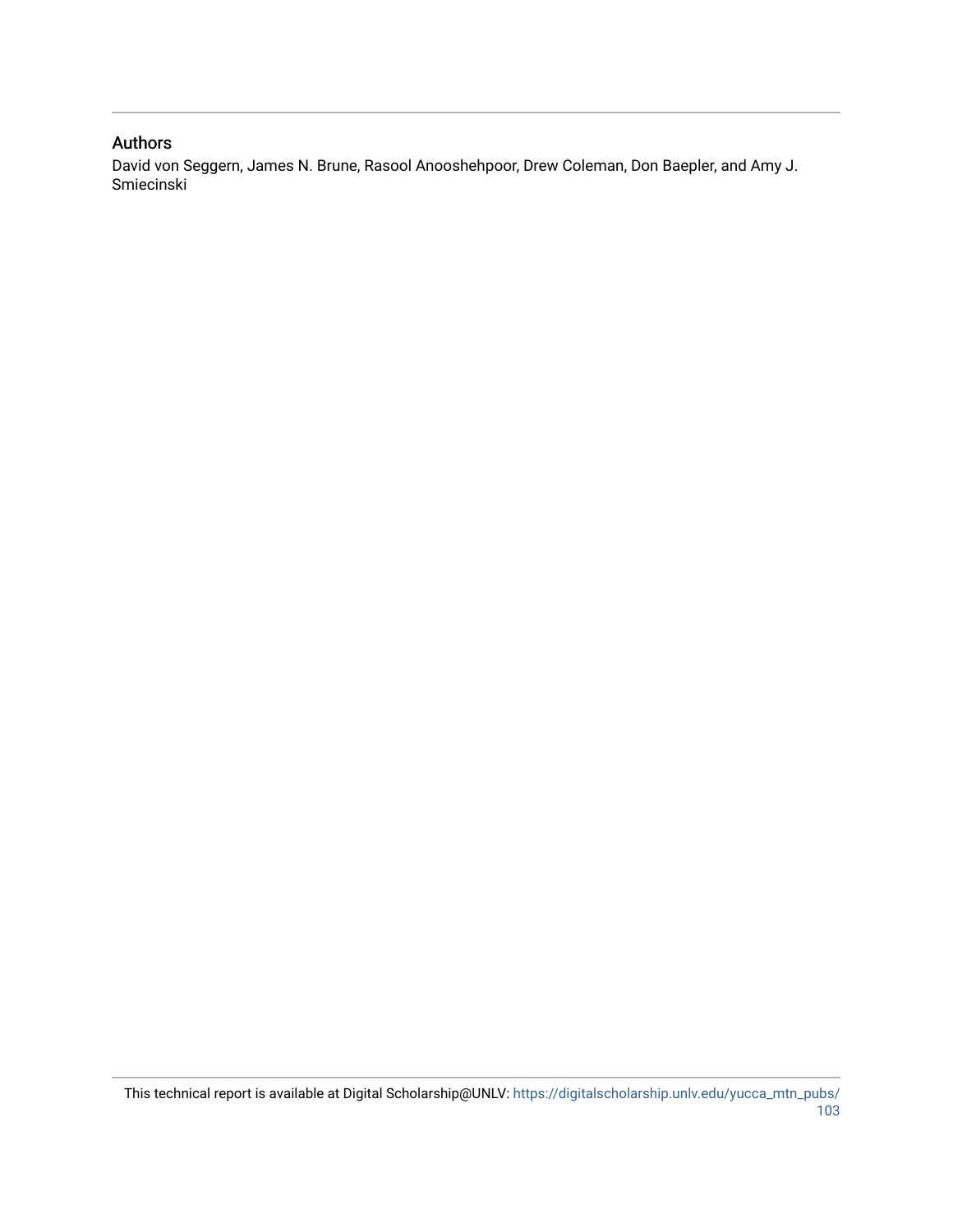## Authors

David von Seggern, James N. Brune, Rasool Anooshehpoor, Drew Coleman, Don Baepler, and Amy J. Smiecinski

This technical report is available at Digital Scholarship@UNLV: https://digitalscholarship.unlv.edu/yucca_mtn_pubs/103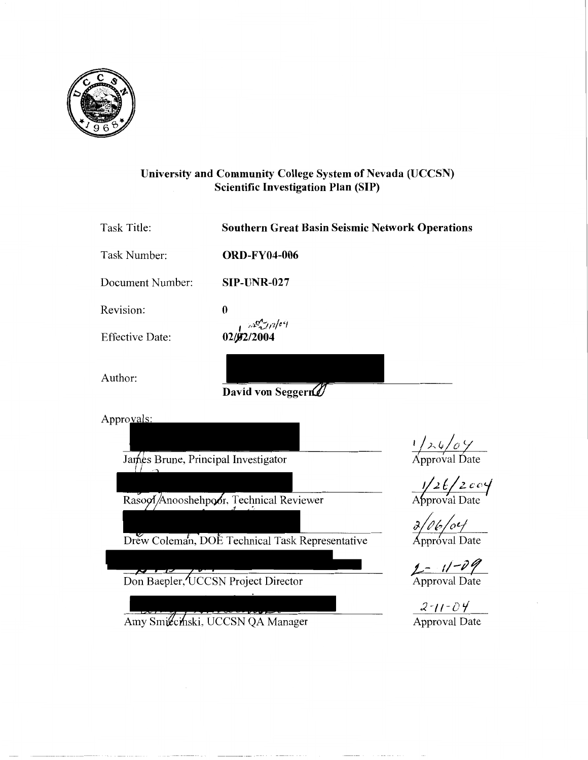**University and Community College System of Nevada (UCCSN)**
**Scientific Investigation Plan (SIP)**

| | |
|---|---|
| Task Title: | **Southern Great Basin Seismic Network Operations** |
| Task Number: | **ORD-FY04-006** |
| Document Number: | **SIP-UNR-027** |
| Revision: | **0** |
| Effective Date: | **02/12/2004** |

Author:

**David von Seggern**

Approvals:

| | |
|---|---|
| James Brune, Principal Investigator | 1/26/04 Approval Date |
| Rasool Anooshehpoor, Technical Reviewer | 1/26/2004 Approval Date |
| Drew Coleman, DOE Technical Task Representative | 2/06/04 Approval Date |
| Don Baepler, UCCSN Project Director | 2-11-04 Approval Date |
| Amy Smiecinski, UCCSN QA Manager | 2-11-04 Approval Date |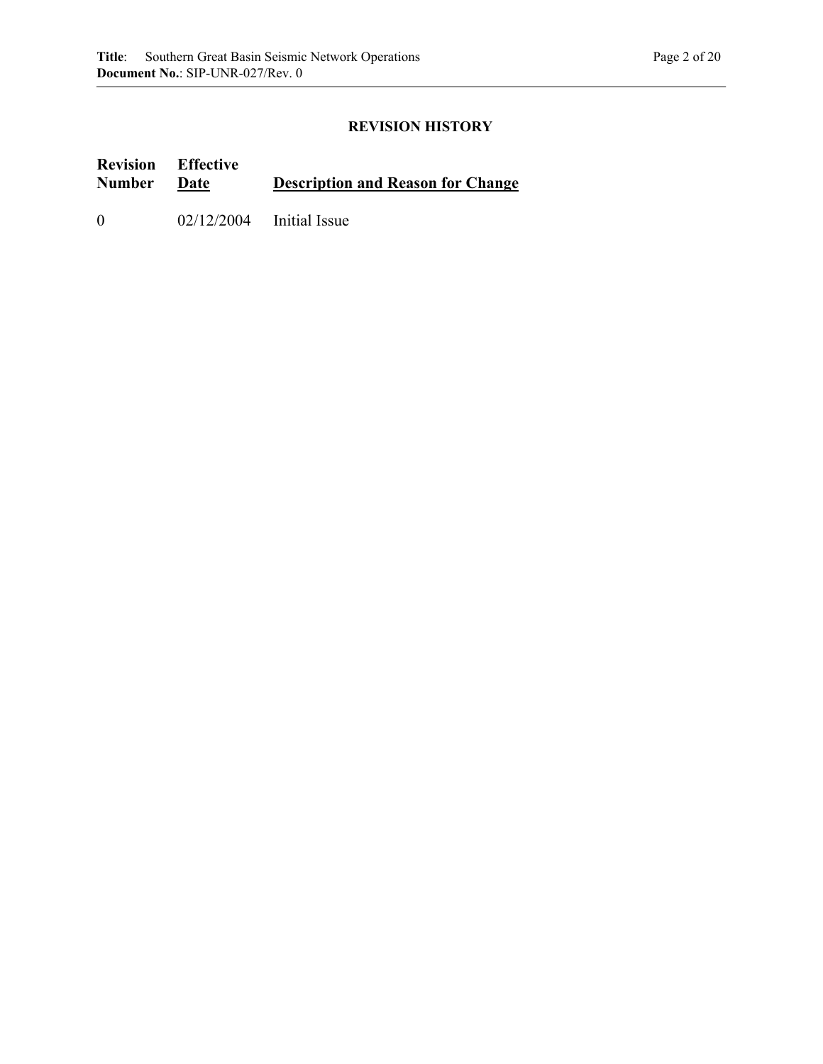## REVISION HISTORY

| Revision Number | Effective Date | Description and Reason for Change |
|---|---|---|
| 0 | 02/12/2004 | Initial Issue |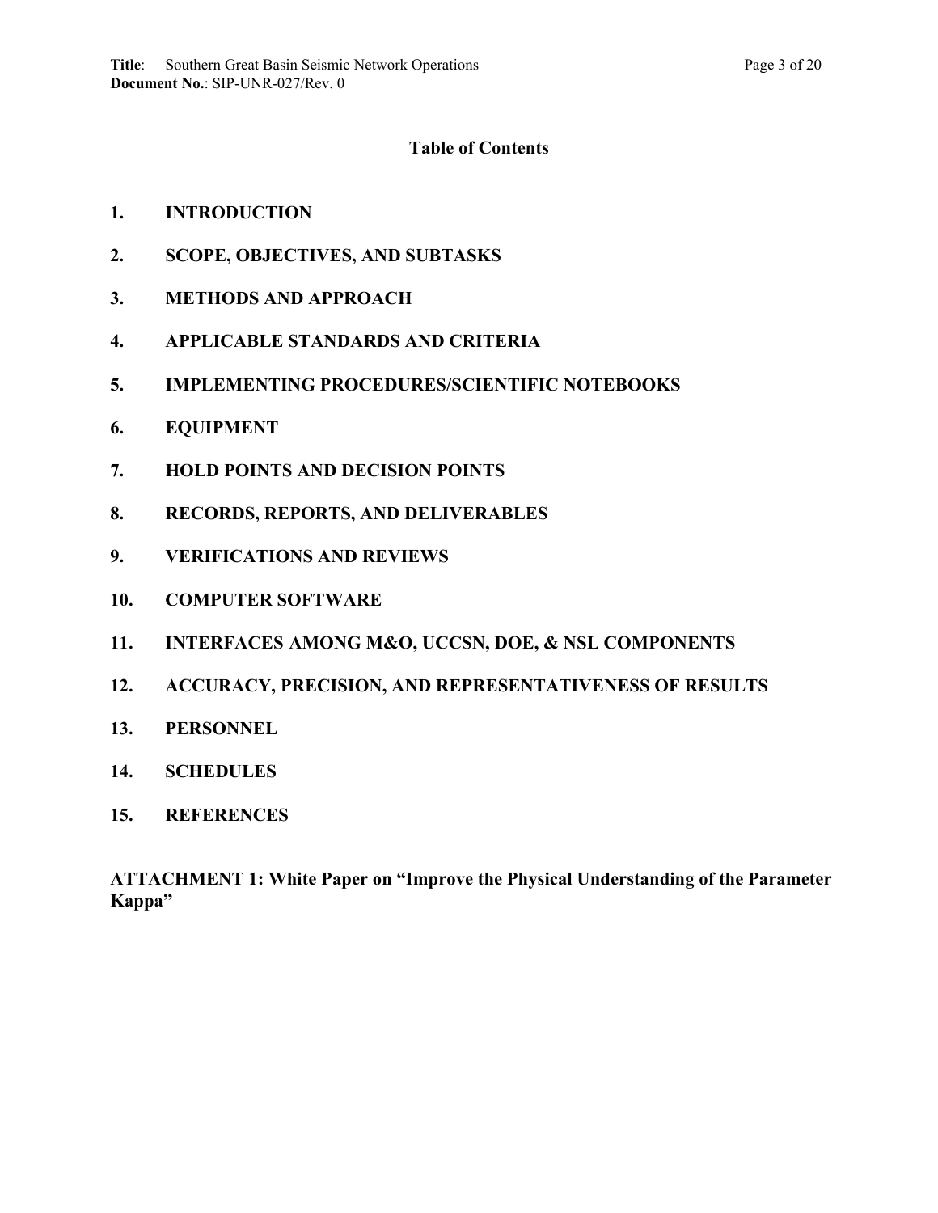## Table of Contents

1. **INTRODUCTION**
2. **SCOPE, OBJECTIVES, AND SUBTASKS**
3. **METHODS AND APPROACH**
4. **APPLICABLE STANDARDS AND CRITERIA**
5. **IMPLEMENTING PROCEDURES/SCIENTIFIC NOTEBOOKS**
6. **EQUIPMENT**
7. **HOLD POINTS AND DECISION POINTS**
8. **RECORDS, REPORTS, AND DELIVERABLES**
9. **VERIFICATIONS AND REVIEWS**
10. **COMPUTER SOFTWARE**
11. **INTERFACES AMONG M&O, UCCSN, DOE, & NSL COMPONENTS**
12. **ACCURACY, PRECISION, AND REPRESENTATIVENESS OF RESULTS**
13. **PERSONNEL**
14. **SCHEDULES**
15. **REFERENCES**

**ATTACHMENT 1: White Paper on "Improve the Physical Understanding of the Parameter Kappa"**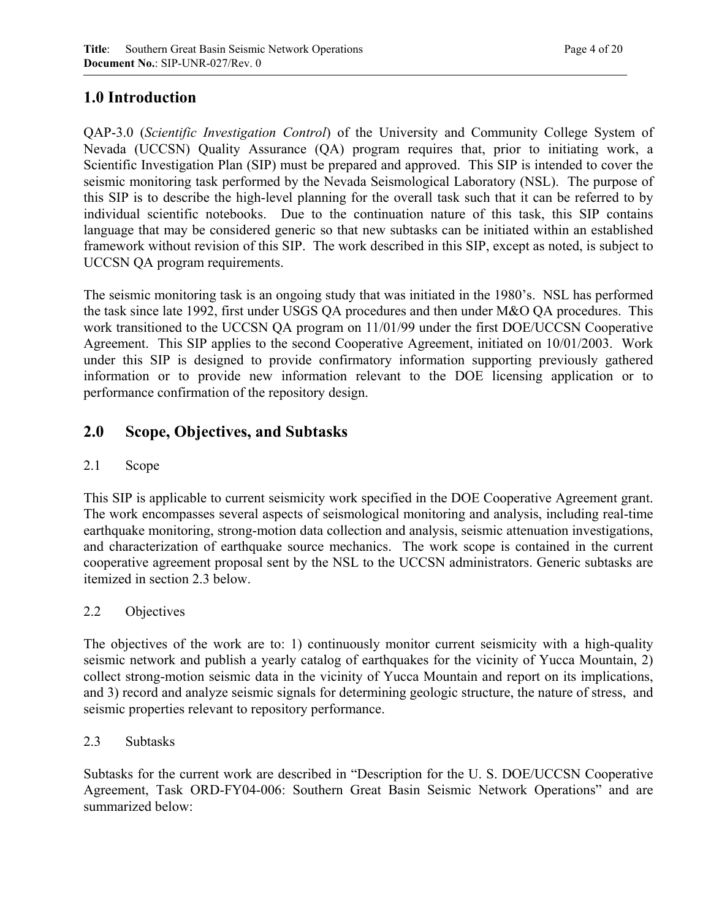# 1.0 Introduction

QAP-3.0 (*Scientific Investigation Control*) of the University and Community College System of Nevada (UCCSN) Quality Assurance (QA) program requires that, prior to initiating work, a Scientific Investigation Plan (SIP) must be prepared and approved. This SIP is intended to cover the seismic monitoring task performed by the Nevada Seismological Laboratory (NSL). The purpose of this SIP is to describe the high-level planning for the overall task such that it can be referred to by individual scientific notebooks. Due to the continuation nature of this task, this SIP contains language that may be considered generic so that new subtasks can be initiated within an established framework without revision of this SIP. The work described in this SIP, except as noted, is subject to UCCSN QA program requirements.

The seismic monitoring task is an ongoing study that was initiated in the 1980's. NSL has performed the task since late 1992, first under USGS QA procedures and then under M&O QA procedures. This work transitioned to the UCCSN QA program on 11/01/99 under the first DOE/UCCSN Cooperative Agreement. This SIP applies to the second Cooperative Agreement, initiated on 10/01/2003. Work under this SIP is designed to provide confirmatory information supporting previously gathered information or to provide new information relevant to the DOE licensing application or to performance confirmation of the repository design.

# 2.0 Scope, Objectives, and Subtasks

## 2.1 Scope

This SIP is applicable to current seismicity work specified in the DOE Cooperative Agreement grant. The work encompasses several aspects of seismological monitoring and analysis, including real-time earthquake monitoring, strong-motion data collection and analysis, seismic attenuation investigations, and characterization of earthquake source mechanics. The work scope is contained in the current cooperative agreement proposal sent by the NSL to the UCCSN administrators. Generic subtasks are itemized in section 2.3 below.

## 2.2 Objectives

The objectives of the work are to: 1) continuously monitor current seismicity with a high-quality seismic network and publish a yearly catalog of earthquakes for the vicinity of Yucca Mountain, 2) collect strong-motion seismic data in the vicinity of Yucca Mountain and report on its implications, and 3) record and analyze seismic signals for determining geologic structure, the nature of stress, and seismic properties relevant to repository performance.

## 2.3 Subtasks

Subtasks for the current work are described in "Description for the U. S. DOE/UCCSN Cooperative Agreement, Task ORD-FY04-006: Southern Great Basin Seismic Network Operations" and are summarized below: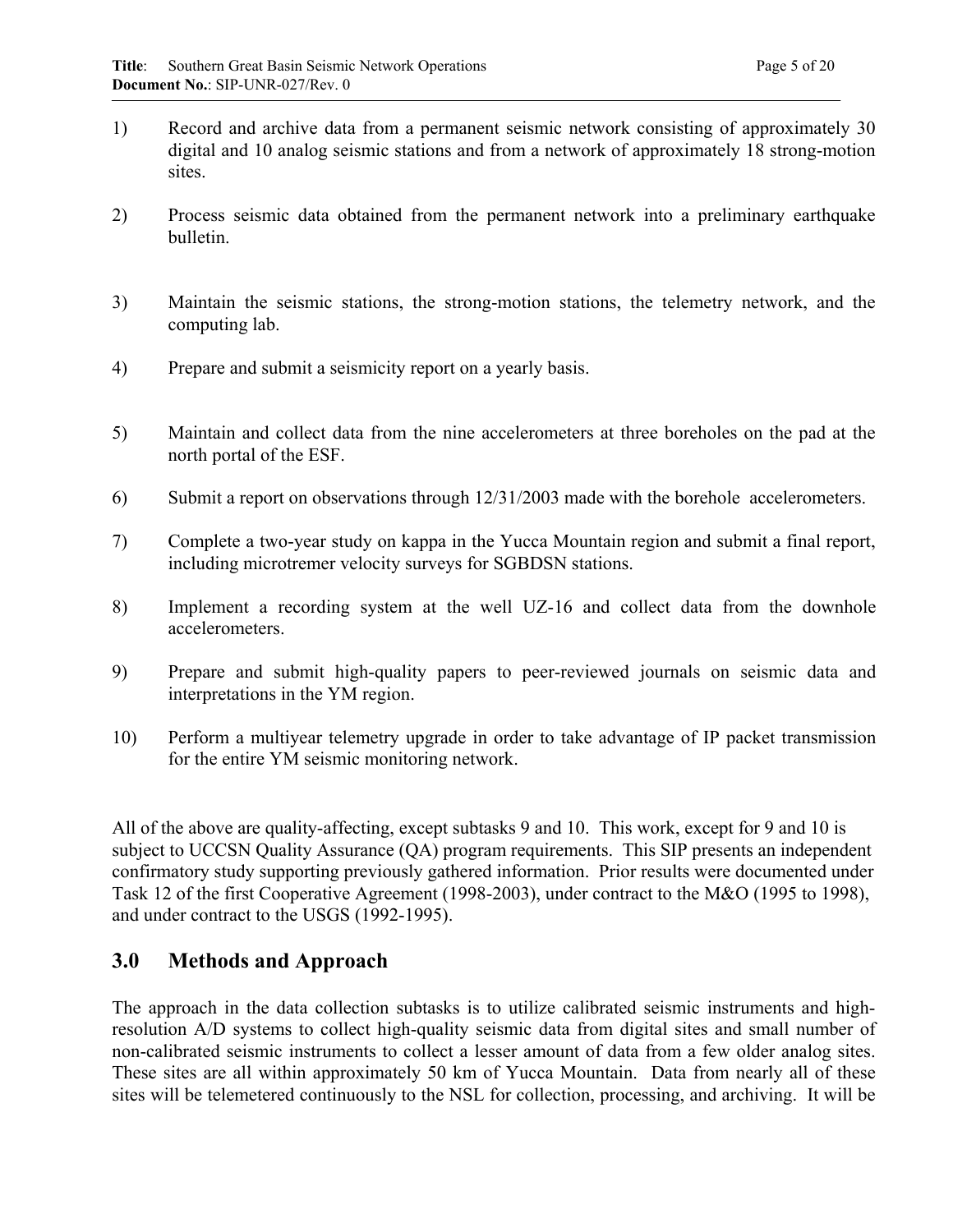1) Record and archive data from a permanent seismic network consisting of approximately 30 digital and 10 analog seismic stations and from a network of approximately 18 strong-motion sites.

2) Process seismic data obtained from the permanent network into a preliminary earthquake bulletin.

3) Maintain the seismic stations, the strong-motion stations, the telemetry network, and the computing lab.

4) Prepare and submit a seismicity report on a yearly basis.

5) Maintain and collect data from the nine accelerometers at three boreholes on the pad at the north portal of the ESF.

6) Submit a report on observations through 12/31/2003 made with the borehole accelerometers.

7) Complete a two-year study on kappa in the Yucca Mountain region and submit a final report, including microtremer velocity surveys for SGBDSN stations.

8) Implement a recording system at the well UZ-16 and collect data from the downhole accelerometers.

9) Prepare and submit high-quality papers to peer-reviewed journals on seismic data and interpretations in the YM region.

10) Perform a multiyear telemetry upgrade in order to take advantage of IP packet transmission for the entire YM seismic monitoring network.

All of the above are quality-affecting, except subtasks 9 and 10. This work, except for 9 and 10 is subject to UCCSN Quality Assurance (QA) program requirements. This SIP presents an independent confirmatory study supporting previously gathered information. Prior results were documented under Task 12 of the first Cooperative Agreement (1998-2003), under contract to the M&O (1995 to 1998), and under contract to the USGS (1992-1995).

## 3.0 Methods and Approach

The approach in the data collection subtasks is to utilize calibrated seismic instruments and high-resolution A/D systems to collect high-quality seismic data from digital sites and small number of non-calibrated seismic instruments to collect a lesser amount of data from a few older analog sites. These sites are all within approximately 50 km of Yucca Mountain. Data from nearly all of these sites will be telemetered continuously to the NSL for collection, processing, and archiving. It will be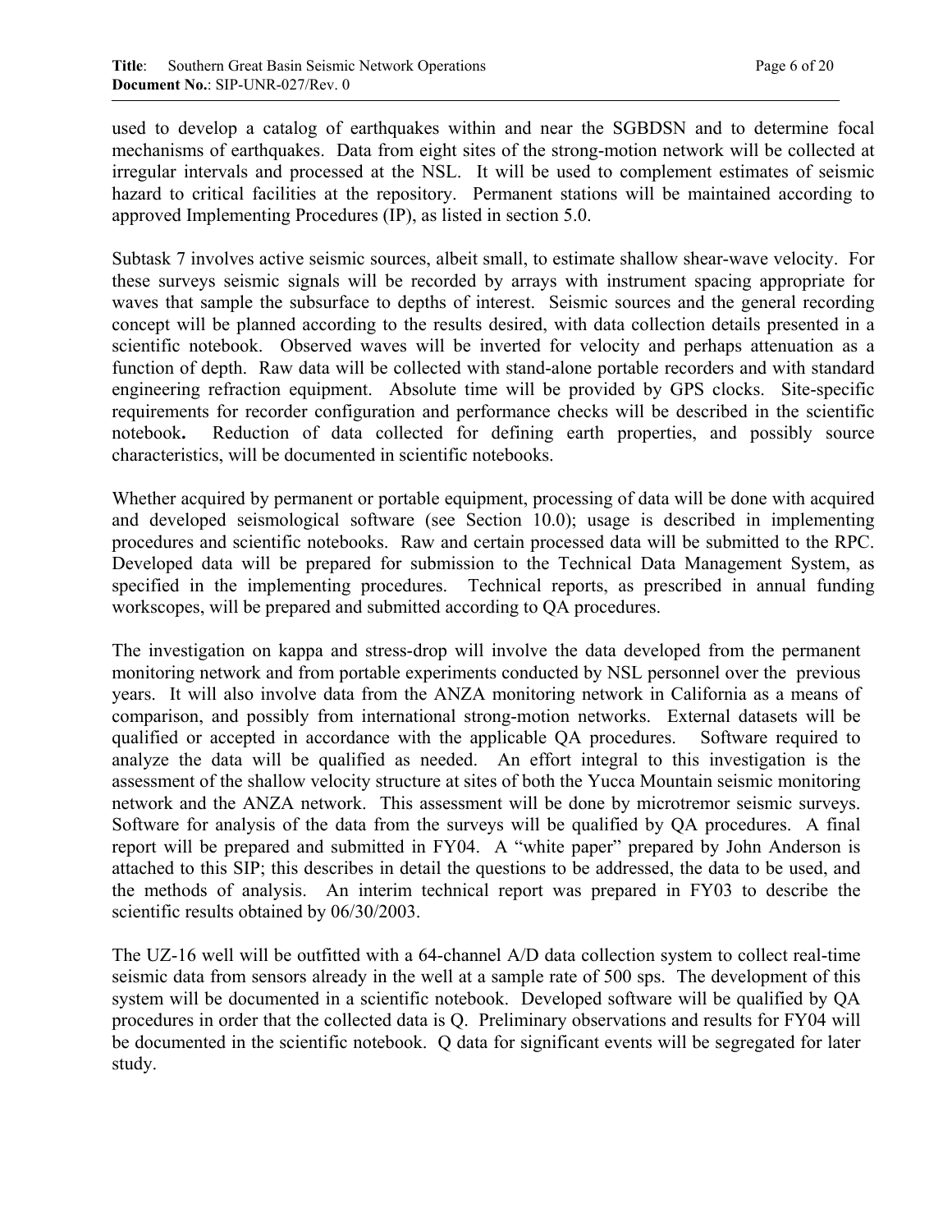used to develop a catalog of earthquakes within and near the SGBDSN and to determine focal mechanisms of earthquakes. Data from eight sites of the strong-motion network will be collected at irregular intervals and processed at the NSL. It will be used to complement estimates of seismic hazard to critical facilities at the repository. Permanent stations will be maintained according to approved Implementing Procedures (IP), as listed in section 5.0.

Subtask 7 involves active seismic sources, albeit small, to estimate shallow shear-wave velocity. For these surveys seismic signals will be recorded by arrays with instrument spacing appropriate for waves that sample the subsurface to depths of interest. Seismic sources and the general recording concept will be planned according to the results desired, with data collection details presented in a scientific notebook. Observed waves will be inverted for velocity and perhaps attenuation as a function of depth. Raw data will be collected with stand-alone portable recorders and with standard engineering refraction equipment. Absolute time will be provided by GPS clocks. Site-specific requirements for recorder configuration and performance checks will be described in the scientific notebook**.** Reduction of data collected for defining earth properties, and possibly source characteristics, will be documented in scientific notebooks.

Whether acquired by permanent or portable equipment, processing of data will be done with acquired and developed seismological software (see Section 10.0); usage is described in implementing procedures and scientific notebooks. Raw and certain processed data will be submitted to the RPC. Developed data will be prepared for submission to the Technical Data Management System, as specified in the implementing procedures. Technical reports, as prescribed in annual funding workscopes, will be prepared and submitted according to QA procedures.

The investigation on kappa and stress-drop will involve the data developed from the permanent monitoring network and from portable experiments conducted by NSL personnel over the previous years. It will also involve data from the ANZA monitoring network in California as a means of comparison, and possibly from international strong-motion networks. External datasets will be qualified or accepted in accordance with the applicable QA procedures. Software required to analyze the data will be qualified as needed. An effort integral to this investigation is the assessment of the shallow velocity structure at sites of both the Yucca Mountain seismic monitoring network and the ANZA network. This assessment will be done by microtremor seismic surveys. Software for analysis of the data from the surveys will be qualified by QA procedures. A final report will be prepared and submitted in FY04. A "white paper" prepared by John Anderson is attached to this SIP; this describes in detail the questions to be addressed, the data to be used, and the methods of analysis. An interim technical report was prepared in FY03 to describe the scientific results obtained by 06/30/2003.

The UZ-16 well will be outfitted with a 64-channel A/D data collection system to collect real-time seismic data from sensors already in the well at a sample rate of 500 sps. The development of this system will be documented in a scientific notebook. Developed software will be qualified by QA procedures in order that the collected data is Q. Preliminary observations and results for FY04 will be documented in the scientific notebook. Q data for significant events will be segregated for later study.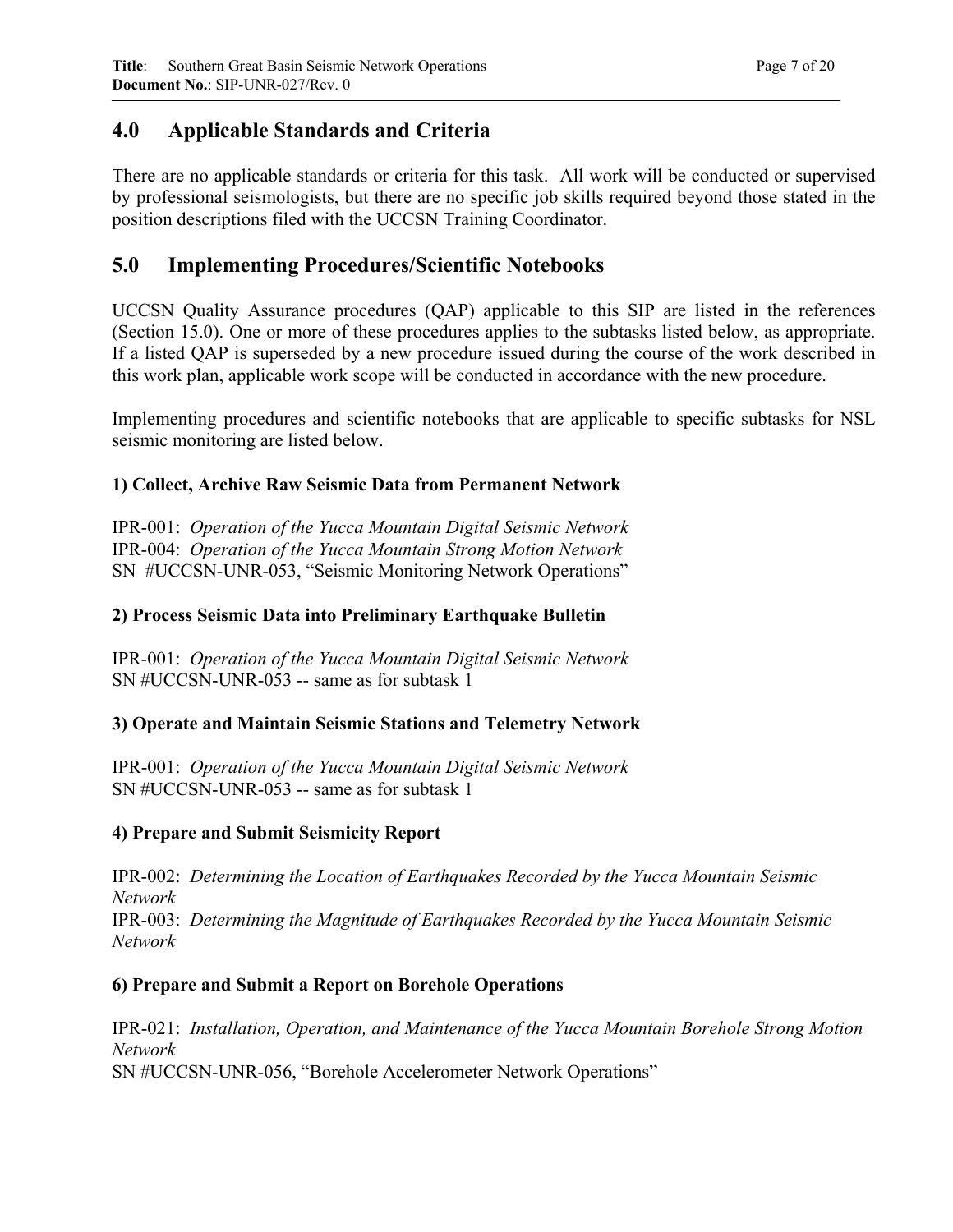## 4.0 Applicable Standards and Criteria

There are no applicable standards or criteria for this task. All work will be conducted or supervised by professional seismologists, but there are no specific job skills required beyond those stated in the position descriptions filed with the UCCSN Training Coordinator.

## 5.0 Implementing Procedures/Scientific Notebooks

UCCSN Quality Assurance procedures (QAP) applicable to this SIP are listed in the references (Section 15.0). One or more of these procedures applies to the subtasks listed below, as appropriate. If a listed QAP is superseded by a new procedure issued during the course of the work described in this work plan, applicable work scope will be conducted in accordance with the new procedure.

Implementing procedures and scientific notebooks that are applicable to specific subtasks for NSL seismic monitoring are listed below.

**1) Collect, Archive Raw Seismic Data from Permanent Network**

IPR-001: *Operation of the Yucca Mountain Digital Seismic Network*
IPR-004: *Operation of the Yucca Mountain Strong Motion Network*
SN #UCCSN-UNR-053, "Seismic Monitoring Network Operations"

**2) Process Seismic Data into Preliminary Earthquake Bulletin**

IPR-001: *Operation of the Yucca Mountain Digital Seismic Network*
SN #UCCSN-UNR-053 -- same as for subtask 1

**3) Operate and Maintain Seismic Stations and Telemetry Network**

IPR-001: *Operation of the Yucca Mountain Digital Seismic Network*
SN #UCCSN-UNR-053 -- same as for subtask 1

**4) Prepare and Submit Seismicity Report**

IPR-002: *Determining the Location of Earthquakes Recorded by the Yucca Mountain Seismic Network*
IPR-003: *Determining the Magnitude of Earthquakes Recorded by the Yucca Mountain Seismic Network*

**6) Prepare and Submit a Report on Borehole Operations**

IPR-021: *Installation, Operation, and Maintenance of the Yucca Mountain Borehole Strong Motion Network*
SN #UCCSN-UNR-056, "Borehole Accelerometer Network Operations"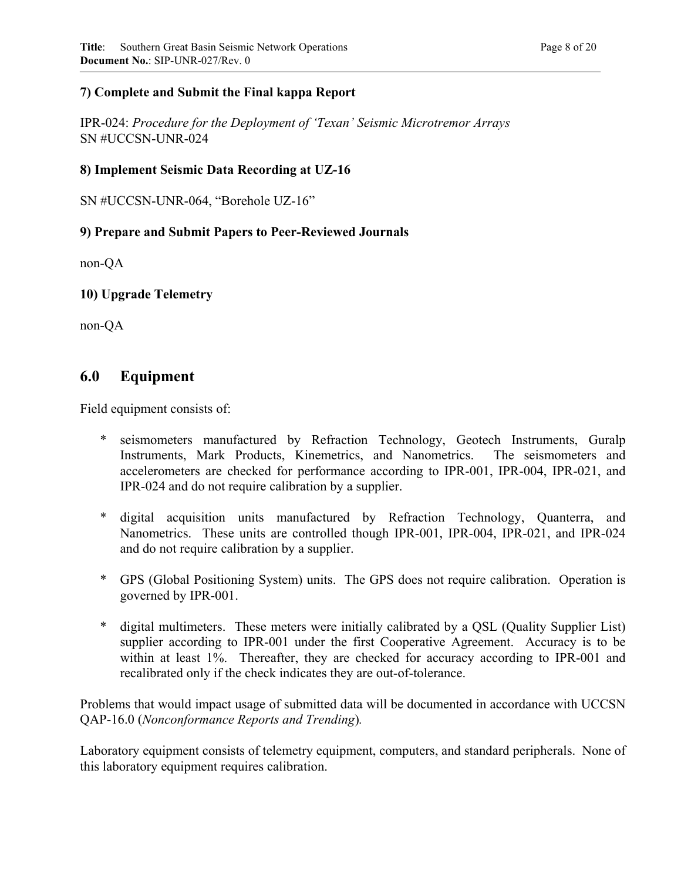**7) Complete and Submit the Final kappa Report**

IPR-024: *Procedure for the Deployment of 'Texan' Seismic Microtremor Arrays*
SN #UCCSN-UNR-024

**8) Implement Seismic Data Recording at UZ-16**

SN #UCCSN-UNR-064, "Borehole UZ-16"

**9) Prepare and Submit Papers to Peer-Reviewed Journals**

non-QA

**10) Upgrade Telemetry**

non-QA

## 6.0 Equipment

Field equipment consists of:

* seismometers manufactured by Refraction Technology, Geotech Instruments, Guralp Instruments, Mark Products, Kinemetrics, and Nanometrics. The seismometers and accelerometers are checked for performance according to IPR-001, IPR-004, IPR-021, and IPR-024 and do not require calibration by a supplier.

* digital acquisition units manufactured by Refraction Technology, Quanterra, and Nanometrics. These units are controlled though IPR-001, IPR-004, IPR-021, and IPR-024 and do not require calibration by a supplier.

* GPS (Global Positioning System) units. The GPS does not require calibration. Operation is governed by IPR-001.

* digital multimeters. These meters were initially calibrated by a QSL (Quality Supplier List) supplier according to IPR-001 under the first Cooperative Agreement. Accuracy is to be within at least 1%. Thereafter, they are checked for accuracy according to IPR-001 and recalibrated only if the check indicates they are out-of-tolerance.

Problems that would impact usage of submitted data will be documented in accordance with UCCSN QAP-16.0 (*Nonconformance Reports and Trending*).

Laboratory equipment consists of telemetry equipment, computers, and standard peripherals. None of this laboratory equipment requires calibration.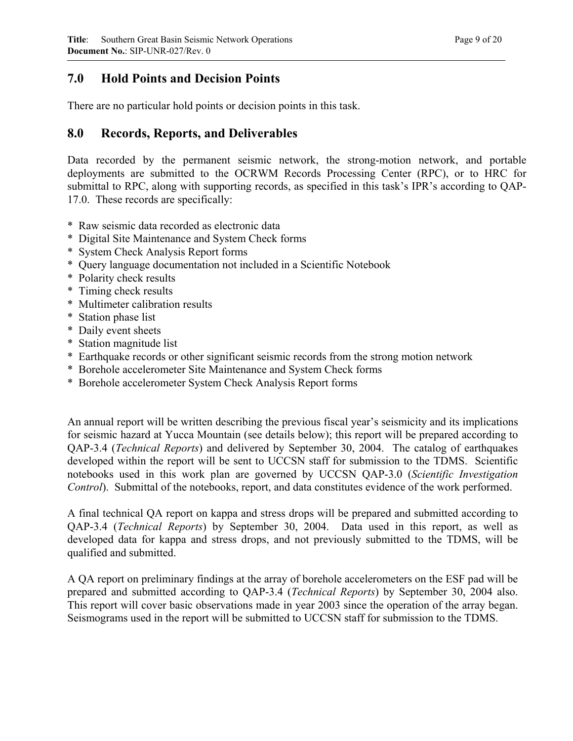## 7.0 Hold Points and Decision Points

There are no particular hold points or decision points in this task.

## 8.0 Records, Reports, and Deliverables

Data recorded by the permanent seismic network, the strong-motion network, and portable deployments are submitted to the OCRWM Records Processing Center (RPC), or to HRC for submittal to RPC, along with supporting records, as specified in this task's IPR's according to QAP-17.0. These records are specifically:

* Raw seismic data recorded as electronic data
* Digital Site Maintenance and System Check forms
* System Check Analysis Report forms
* Query language documentation not included in a Scientific Notebook
* Polarity check results
* Timing check results
* Multimeter calibration results
* Station phase list
* Daily event sheets
* Station magnitude list
* Earthquake records or other significant seismic records from the strong motion network
* Borehole accelerometer Site Maintenance and System Check forms
* Borehole accelerometer System Check Analysis Report forms

An annual report will be written describing the previous fiscal year's seismicity and its implications for seismic hazard at Yucca Mountain (see details below); this report will be prepared according to QAP-3.4 (*Technical Reports*) and delivered by September 30, 2004. The catalog of earthquakes developed within the report will be sent to UCCSN staff for submission to the TDMS. Scientific notebooks used in this work plan are governed by UCCSN QAP-3.0 (*Scientific Investigation Control*). Submittal of the notebooks, report, and data constitutes evidence of the work performed.

A final technical QA report on kappa and stress drops will be prepared and submitted according to QAP-3.4 (*Technical Reports*) by September 30, 2004. Data used in this report, as well as developed data for kappa and stress drops, and not previously submitted to the TDMS, will be qualified and submitted.

A QA report on preliminary findings at the array of borehole accelerometers on the ESF pad will be prepared and submitted according to QAP-3.4 (*Technical Reports*) by September 30, 2004 also. This report will cover basic observations made in year 2003 since the operation of the array began. Seismograms used in the report will be submitted to UCCSN staff for submission to the TDMS.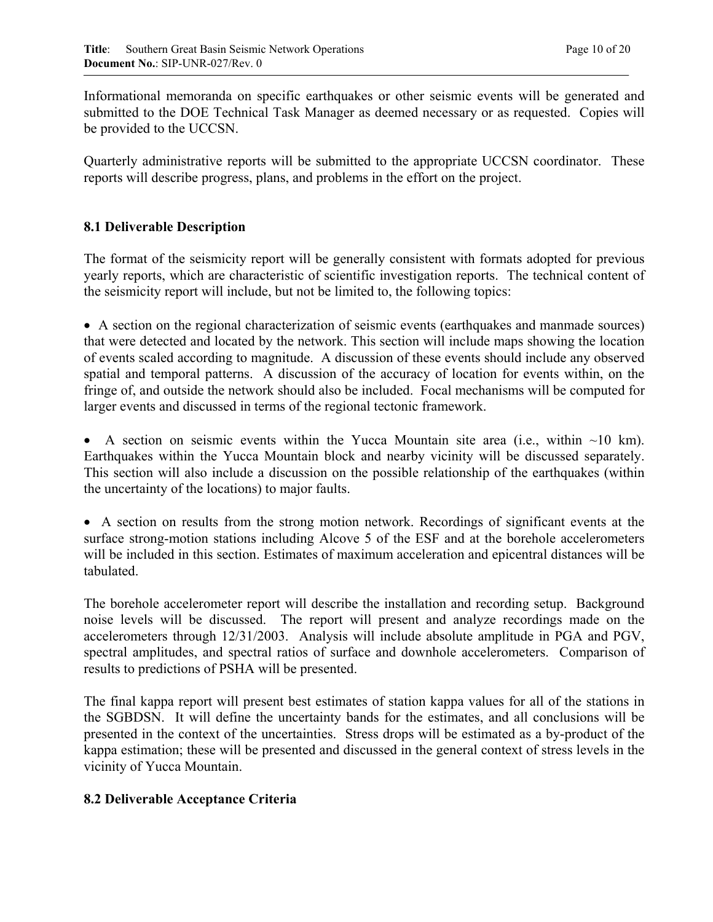Informational memoranda on specific earthquakes or other seismic events will be generated and submitted to the DOE Technical Task Manager as deemed necessary or as requested. Copies will be provided to the UCCSN.

Quarterly administrative reports will be submitted to the appropriate UCCSN coordinator. These reports will describe progress, plans, and problems in the effort on the project.

### 8.1 Deliverable Description

The format of the seismicity report will be generally consistent with formats adopted for previous yearly reports, which are characteristic of scientific investigation reports. The technical content of the seismicity report will include, but not be limited to, the following topics:

- A section on the regional characterization of seismic events (earthquakes and manmade sources) that were detected and located by the network. This section will include maps showing the location of events scaled according to magnitude. A discussion of these events should include any observed spatial and temporal patterns. A discussion of the accuracy of location for events within, on the fringe of, and outside the network should also be included. Focal mechanisms will be computed for larger events and discussed in terms of the regional tectonic framework.

- A section on seismic events within the Yucca Mountain site area (i.e., within ~10 km). Earthquakes within the Yucca Mountain block and nearby vicinity will be discussed separately. This section will also include a discussion on the possible relationship of the earthquakes (within the uncertainty of the locations) to major faults.

- A section on results from the strong motion network. Recordings of significant events at the surface strong-motion stations including Alcove 5 of the ESF and at the borehole accelerometers will be included in this section. Estimates of maximum acceleration and epicentral distances will be tabulated.

The borehole accelerometer report will describe the installation and recording setup. Background noise levels will be discussed. The report will present and analyze recordings made on the accelerometers through 12/31/2003. Analysis will include absolute amplitude in PGA and PGV, spectral amplitudes, and spectral ratios of surface and downhole accelerometers. Comparison of results to predictions of PSHA will be presented.

The final kappa report will present best estimates of station kappa values for all of the stations in the SGBDSN. It will define the uncertainty bands for the estimates, and all conclusions will be presented in the context of the uncertainties. Stress drops will be estimated as a by-product of the kappa estimation; these will be presented and discussed in the general context of stress levels in the vicinity of Yucca Mountain.

### 8.2 Deliverable Acceptance Criteria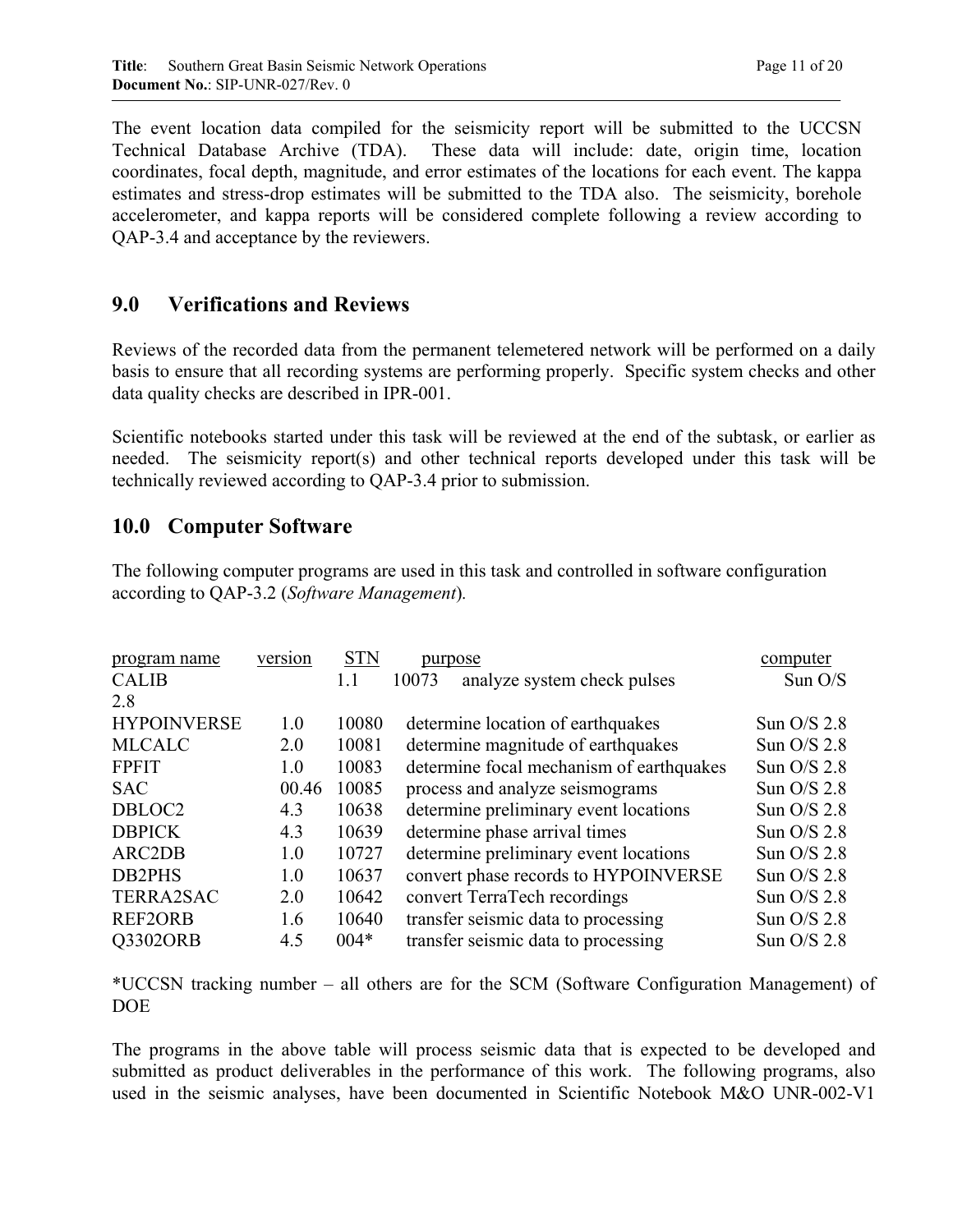The event location data compiled for the seismicity report will be submitted to the UCCSN Technical Database Archive (TDA). These data will include: date, origin time, location coordinates, focal depth, magnitude, and error estimates of the locations for each event. The kappa estimates and stress-drop estimates will be submitted to the TDA also. The seismicity, borehole accelerometer, and kappa reports will be considered complete following a review according to QAP-3.4 and acceptance by the reviewers.

## 9.0 Verifications and Reviews

Reviews of the recorded data from the permanent telemetered network will be performed on a daily basis to ensure that all recording systems are performing properly. Specific system checks and other data quality checks are described in IPR-001.

Scientific notebooks started under this task will be reviewed at the end of the subtask, or earlier as needed. The seismicity report(s) and other technical reports developed under this task will be technically reviewed according to QAP-3.4 prior to submission.

## 10.0 Computer Software

The following computer programs are used in this task and controlled in software configuration according to QAP-3.2 (*Software Management*).

| program name | version | STN | purpose | computer |
|---|---|---|---|---|
| CALIB | 1.1 | 10073 | analyze system check pulses | Sun O/S 2.8 |
| HYPOINVERSE | 1.0 | 10080 | determine location of earthquakes | Sun O/S 2.8 |
| MLCALC | 2.0 | 10081 | determine magnitude of earthquakes | Sun O/S 2.8 |
| FPFIT | 1.0 | 10083 | determine focal mechanism of earthquakes | Sun O/S 2.8 |
| SAC | 00.46 | 10085 | process and analyze seismograms | Sun O/S 2.8 |
| DBLOC2 | 4.3 | 10638 | determine preliminary event locations | Sun O/S 2.8 |
| DBPICK | 4.3 | 10639 | determine phase arrival times | Sun O/S 2.8 |
| ARC2DB | 1.0 | 10727 | determine preliminary event locations | Sun O/S 2.8 |
| DB2PHS | 1.0 | 10637 | convert phase records to HYPOINVERSE | Sun O/S 2.8 |
| TERRA2SAC | 2.0 | 10642 | convert TerraTech recordings | Sun O/S 2.8 |
| REF2ORB | 1.6 | 10640 | transfer seismic data to processing | Sun O/S 2.8 |
| Q3302ORB | 4.5 | 004* | transfer seismic data to processing | Sun O/S 2.8 |

*UCCSN tracking number – all others are for the SCM (Software Configuration Management) of DOE

The programs in the above table will process seismic data that is expected to be developed and submitted as product deliverables in the performance of this work. The following programs, also used in the seismic analyses, have been documented in Scientific Notebook M&O UNR-002-V1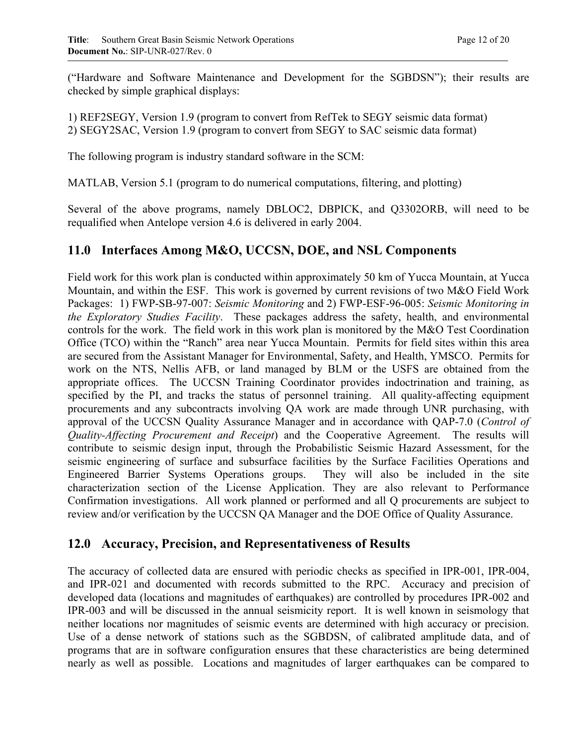("Hardware and Software Maintenance and Development for the SGBDSN"); their results are checked by simple graphical displays:

1) REF2SEGY, Version 1.9 (program to convert from RefTek to SEGY seismic data format)
2) SEGY2SAC, Version 1.9 (program to convert from SEGY to SAC seismic data format)

The following program is industry standard software in the SCM:

MATLAB, Version 5.1 (program to do numerical computations, filtering, and plotting)

Several of the above programs, namely DBLOC2, DBPICK, and Q3302ORB, will need to be requalified when Antelope version 4.6 is delivered in early 2004.

## 11.0 Interfaces Among M&O, UCCSN, DOE, and NSL Components

Field work for this work plan is conducted within approximately 50 km of Yucca Mountain, at Yucca Mountain, and within the ESF. This work is governed by current revisions of two M&O Field Work Packages: 1) FWP-SB-97-007: *Seismic Monitoring* and 2) FWP-ESF-96-005: *Seismic Monitoring in the Exploratory Studies Facility*. These packages address the safety, health, and environmental controls for the work. The field work in this work plan is monitored by the M&O Test Coordination Office (TCO) within the "Ranch" area near Yucca Mountain. Permits for field sites within this area are secured from the Assistant Manager for Environmental, Safety, and Health, YMSCO. Permits for work on the NTS, Nellis AFB, or land managed by BLM or the USFS are obtained from the appropriate offices. The UCCSN Training Coordinator provides indoctrination and training, as specified by the PI, and tracks the status of personnel training. All quality-affecting equipment procurements and any subcontracts involving QA work are made through UNR purchasing, with approval of the UCCSN Quality Assurance Manager and in accordance with QAP-7.0 (*Control of Quality-Affecting Procurement and Receipt*) and the Cooperative Agreement. The results will contribute to seismic design input, through the Probabilistic Seismic Hazard Assessment, for the seismic engineering of surface and subsurface facilities by the Surface Facilities Operations and Engineered Barrier Systems Operations groups. They will also be included in the site characterization section of the License Application. They are also relevant to Performance Confirmation investigations. All work planned or performed and all Q procurements are subject to review and/or verification by the UCCSN QA Manager and the DOE Office of Quality Assurance.

## 12.0 Accuracy, Precision, and Representativeness of Results

The accuracy of collected data are ensured with periodic checks as specified in IPR-001, IPR-004, and IPR-021 and documented with records submitted to the RPC. Accuracy and precision of developed data (locations and magnitudes of earthquakes) are controlled by procedures IPR-002 and IPR-003 and will be discussed in the annual seismicity report. It is well known in seismology that neither locations nor magnitudes of seismic events are determined with high accuracy or precision. Use of a dense network of stations such as the SGBDSN, of calibrated amplitude data, and of programs that are in software configuration ensures that these characteristics are being determined nearly as well as possible. Locations and magnitudes of larger earthquakes can be compared to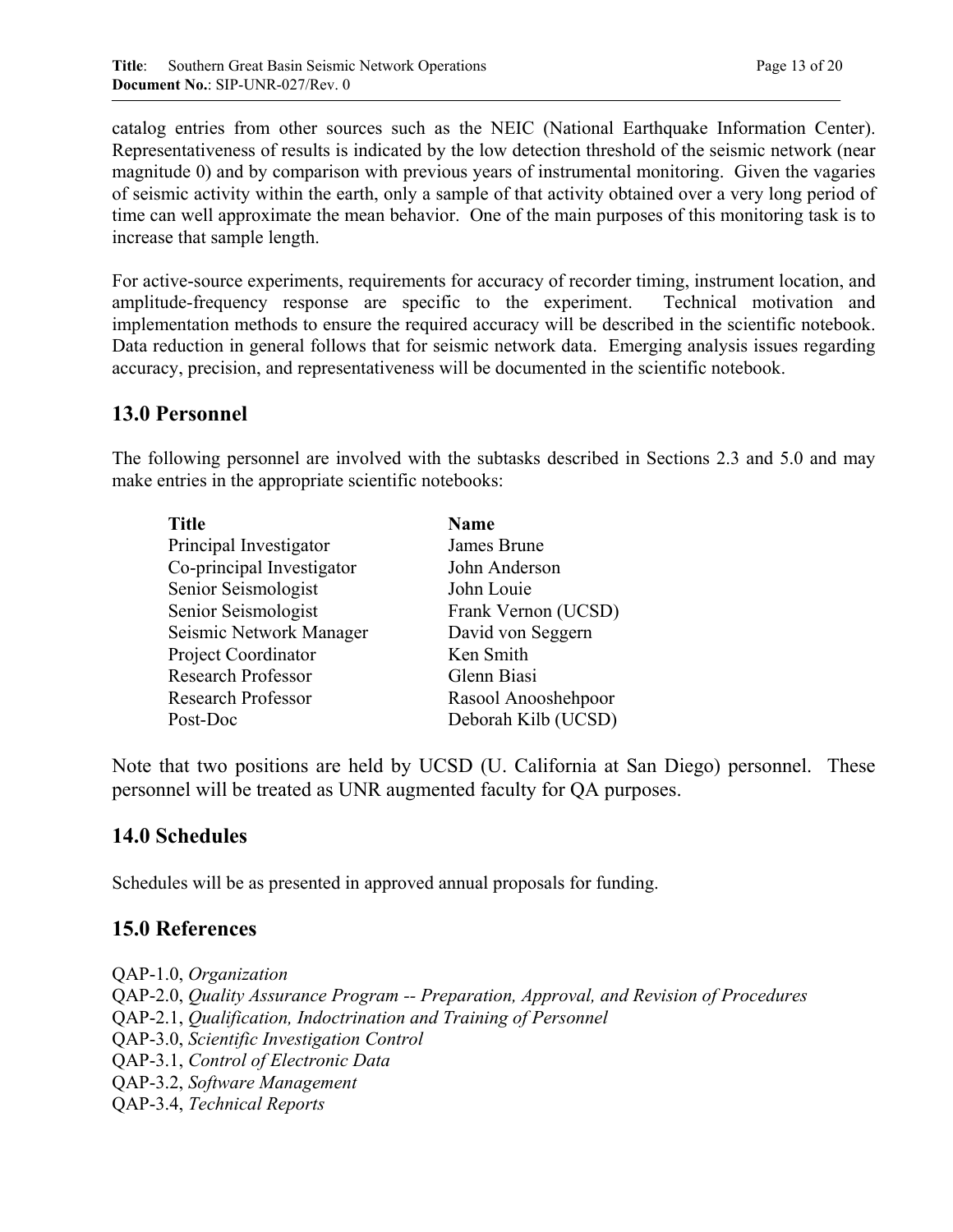catalog entries from other sources such as the NEIC (National Earthquake Information Center). Representativeness of results is indicated by the low detection threshold of the seismic network (near magnitude 0) and by comparison with previous years of instrumental monitoring. Given the vagaries of seismic activity within the earth, only a sample of that activity obtained over a very long period of time can well approximate the mean behavior. One of the main purposes of this monitoring task is to increase that sample length.

For active-source experiments, requirements for accuracy of recorder timing, instrument location, and amplitude-frequency response are specific to the experiment. Technical motivation and implementation methods to ensure the required accuracy will be described in the scientific notebook. Data reduction in general follows that for seismic network data. Emerging analysis issues regarding accuracy, precision, and representativeness will be documented in the scientific notebook.

## 13.0 Personnel

The following personnel are involved with the subtasks described in Sections 2.3 and 5.0 and may make entries in the appropriate scientific notebooks:

| Title | Name |
|---|---|
| Principal Investigator | James Brune |
| Co-principal Investigator | John Anderson |
| Senior Seismologist | John Louie |
| Senior Seismologist | Frank Vernon (UCSD) |
| Seismic Network Manager | David von Seggern |
| Project Coordinator | Ken Smith |
| Research Professor | Glenn Biasi |
| Research Professor | Rasool Anooshehpoor |
| Post-Doc | Deborah Kilb (UCSD) |

Note that two positions are held by UCSD (U. California at San Diego) personnel. These personnel will be treated as UNR augmented faculty for QA purposes.

## 14.0 Schedules

Schedules will be as presented in approved annual proposals for funding.

## 15.0 References

QAP-1.0, *Organization*  
QAP-2.0, *Quality Assurance Program -- Preparation, Approval, and Revision of Procedures*  
QAP-2.1, *Qualification, Indoctrination and Training of Personnel*  
QAP-3.0, *Scientific Investigation Control*  
QAP-3.1, *Control of Electronic Data*  
QAP-3.2, *Software Management*  
QAP-3.4, *Technical Reports*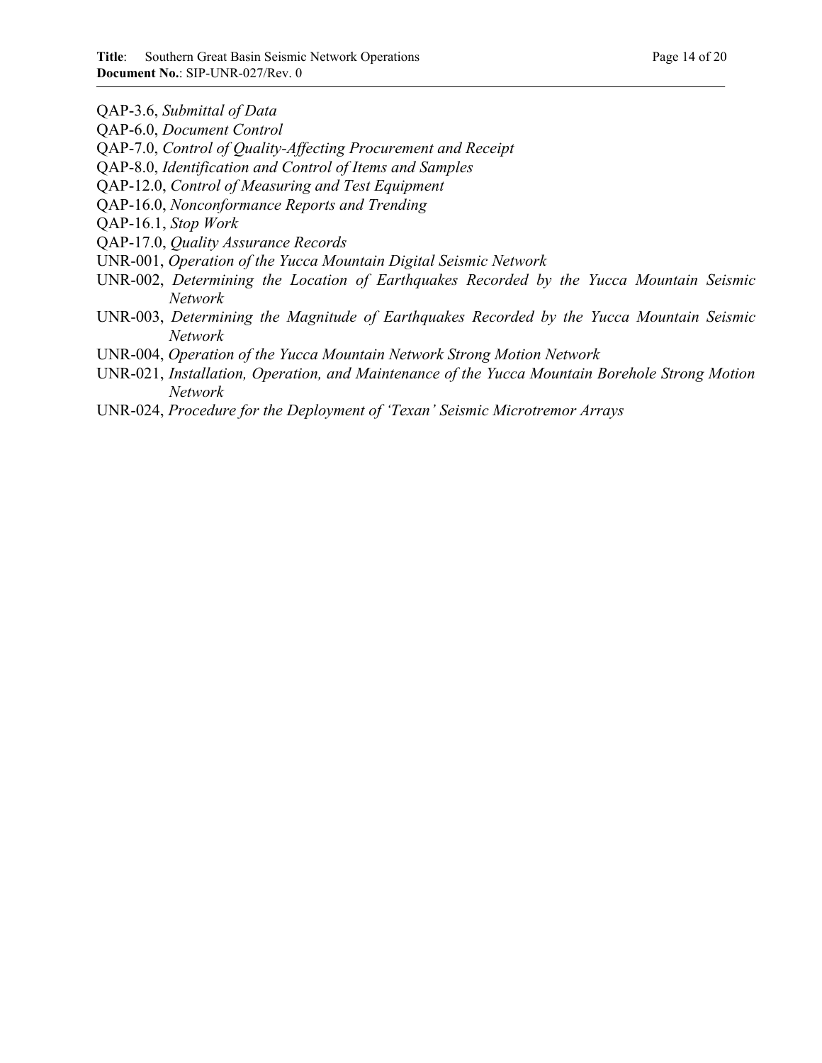QAP-3.6, *Submittal of Data*
QAP-6.0, *Document Control*
QAP-7.0, *Control of Quality-Affecting Procurement and Receipt*
QAP-8.0, *Identification and Control of Items and Samples*
QAP-12.0, *Control of Measuring and Test Equipment*
QAP-16.0, *Nonconformance Reports and Trending*
QAP-16.1, *Stop Work*
QAP-17.0, *Quality Assurance Records*
UNR-001, *Operation of the Yucca Mountain Digital Seismic Network*
UNR-002, *Determining the Location of Earthquakes Recorded by the Yucca Mountain Seismic Network*
UNR-003, *Determining the Magnitude of Earthquakes Recorded by the Yucca Mountain Seismic Network*
UNR-004, *Operation of the Yucca Mountain Network Strong Motion Network*
UNR-021, *Installation, Operation, and Maintenance of the Yucca Mountain Borehole Strong Motion Network*
UNR-024, *Procedure for the Deployment of 'Texan' Seismic Microtremor Arrays*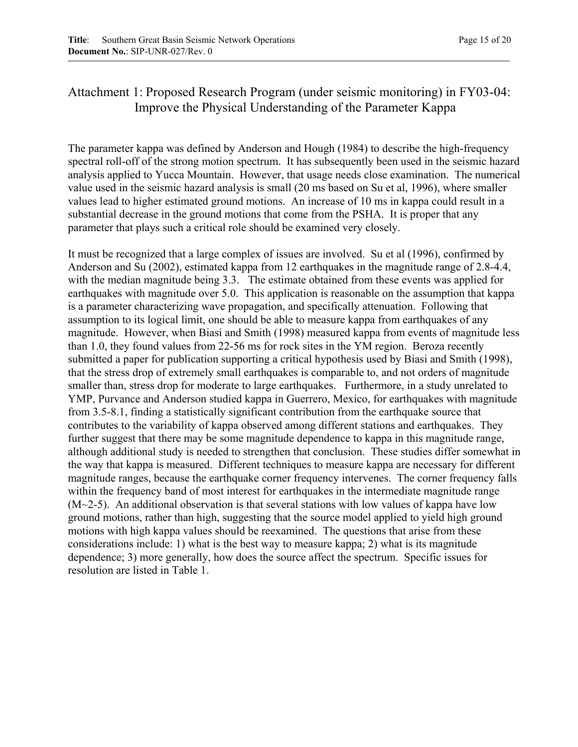# Attachment 1: Proposed Research Program (under seismic monitoring) in FY03-04: Improve the Physical Understanding of the Parameter Kappa

The parameter kappa was defined by Anderson and Hough (1984) to describe the high-frequency spectral roll-off of the strong motion spectrum. It has subsequently been used in the seismic hazard analysis applied to Yucca Mountain. However, that usage needs close examination. The numerical value used in the seismic hazard analysis is small (20 ms based on Su et al, 1996), where smaller values lead to higher estimated ground motions. An increase of 10 ms in kappa could result in a substantial decrease in the ground motions that come from the PSHA. It is proper that any parameter that plays such a critical role should be examined very closely.

It must be recognized that a large complex of issues are involved. Su et al (1996), confirmed by Anderson and Su (2002), estimated kappa from 12 earthquakes in the magnitude range of 2.8-4.4, with the median magnitude being 3.3. The estimate obtained from these events was applied for earthquakes with magnitude over 5.0. This application is reasonable on the assumption that kappa is a parameter characterizing wave propagation, and specifically attenuation. Following that assumption to its logical limit, one should be able to measure kappa from earthquakes of any magnitude. However, when Biasi and Smith (1998) measured kappa from events of magnitude less than 1.0, they found values from 22-56 ms for rock sites in the YM region. Beroza recently submitted a paper for publication supporting a critical hypothesis used by Biasi and Smith (1998), that the stress drop of extremely small earthquakes is comparable to, and not orders of magnitude smaller than, stress drop for moderate to large earthquakes. Furthermore, in a study unrelated to YMP, Purvance and Anderson studied kappa in Guerrero, Mexico, for earthquakes with magnitude from 3.5-8.1, finding a statistically significant contribution from the earthquake source that contributes to the variability of kappa observed among different stations and earthquakes. They further suggest that there may be some magnitude dependence to kappa in this magnitude range, although additional study is needed to strengthen that conclusion. These studies differ somewhat in the way that kappa is measured. Different techniques to measure kappa are necessary for different magnitude ranges, because the earthquake corner frequency intervenes. The corner frequency falls within the frequency band of most interest for earthquakes in the intermediate magnitude range (M~2-5). An additional observation is that several stations with low values of kappa have low ground motions, rather than high, suggesting that the source model applied to yield high ground motions with high kappa values should be reexamined. The questions that arise from these considerations include: 1) what is the best way to measure kappa; 2) what is its magnitude dependence; 3) more generally, how does the source affect the spectrum. Specific issues for resolution are listed in Table 1.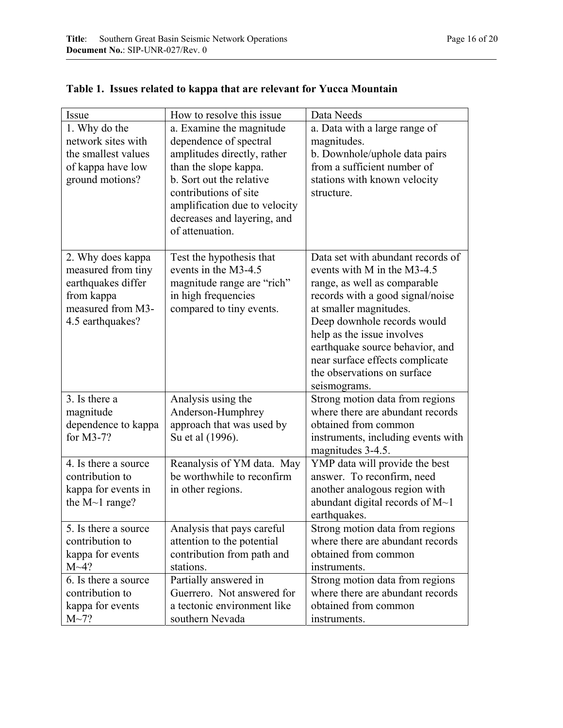**Table 1. Issues related to kappa that are relevant for Yucca Mountain**

| Issue | How to resolve this issue | Data Needs |
|---|---|---|
| 1. Why do the network sites with the smallest values of kappa have low ground motions? | a. Examine the magnitude dependence of spectral amplitudes directly, rather than the slope kappa.<br>b. Sort out the relative contributions of site amplification due to velocity decreases and layering, and of attenuation. | a. Data with a large range of magnitudes.<br>b. Downhole/uphole data pairs from a sufficient number of stations with known velocity structure. |
| 2. Why does kappa measured from tiny earthquakes differ from kappa measured from M3-4.5 earthquakes? | Test the hypothesis that events in the M3-4.5 magnitude range are "rich" in high frequencies compared to tiny events. | Data set with abundant records of events with M in the M3-4.5 range, as well as comparable records with a good signal/noise at smaller magnitudes.<br>Deep downhole records would help as the issue involves earthquake source behavior, and near surface effects complicate the observations on surface seismograms. |
| 3. Is there a magnitude dependence to kappa for M3-7? | Analysis using the Anderson-Humphrey approach that was used by Su et al (1996). | Strong motion data from regions where there are abundant records obtained from common instruments, including events with magnitudes 3-4.5. |
| 4. Is there a source contribution to kappa for events in the M~1 range? | Reanalysis of YM data. May be worthwhile to reconfirm in other regions. | YMP data will provide the best answer. To reconfirm, need another analogous region with abundant digital records of M~1 earthquakes. |
| 5. Is there a source contribution to kappa for events M~4? | Analysis that pays careful attention to the potential contribution from path and stations. | Strong motion data from regions where there are abundant records obtained from common instruments. |
| 6. Is there a source contribution to kappa for events M~7? | Partially answered in Guerrero. Not answered for a tectonic environment like southern Nevada | Strong motion data from regions where there are abundant records obtained from common instruments. |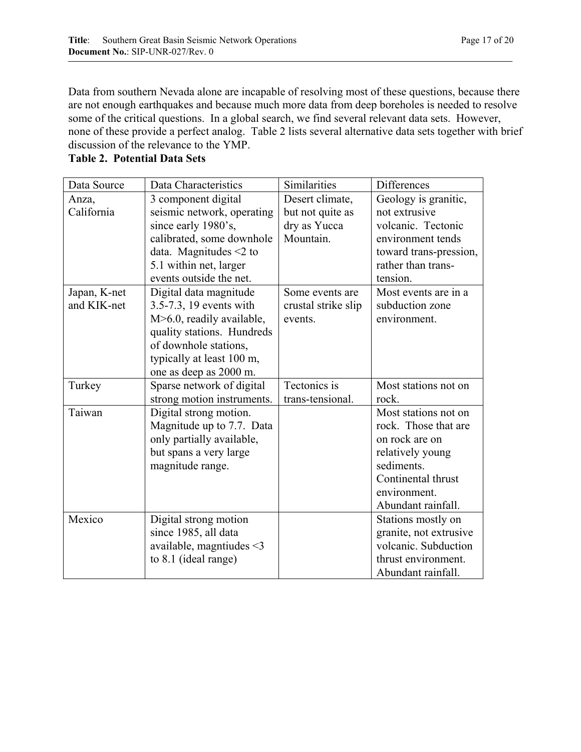Data from southern Nevada alone are incapable of resolving most of these questions, because there are not enough earthquakes and because much more data from deep boreholes is needed to resolve some of the critical questions. In a global search, we find several relevant data sets. However, none of these provide a perfect analog. Table 2 lists several alternative data sets together with brief discussion of the relevance to the YMP.

**Table 2. Potential Data Sets**

| Data Source | Data Characteristics | Similarities | Differences |
|---|---|---|---|
| Anza, California | 3 component digital seismic network, operating since early 1980's, calibrated, some downhole data. Magnitudes <2 to 5.1 within net, larger events outside the net. | Desert climate, but not quite as dry as Yucca Mountain. | Geology is granitic, not extrusive volcanic. Tectonic environment tends toward trans-pression, rather than trans-tension. |
| Japan, K-net and KIK-net | Digital data magnitude 3.5-7.3, 19 events with M>6.0, readily available, quality stations. Hundreds of downhole stations, typically at least 100 m, one as deep as 2000 m. | Some events are crustal strike slip events. | Most events are in a subduction zone environment. |
| Turkey | Sparse network of digital strong motion instruments. | Tectonics is trans-tensional. | Most stations not on rock. |
| Taiwan | Digital strong motion. Magnitude up to 7.7. Data only partially available, but spans a very large magnitude range. | | Most stations not on rock. Those that are on rock are on relatively young sediments. Continental thrust environment. Abundant rainfall. |
| Mexico | Digital strong motion since 1985, all data available, magntiudes <3 to 8.1 (ideal range) | | Stations mostly on granite, not extrusive volcanic. Subduction thrust environment. Abundant rainfall. |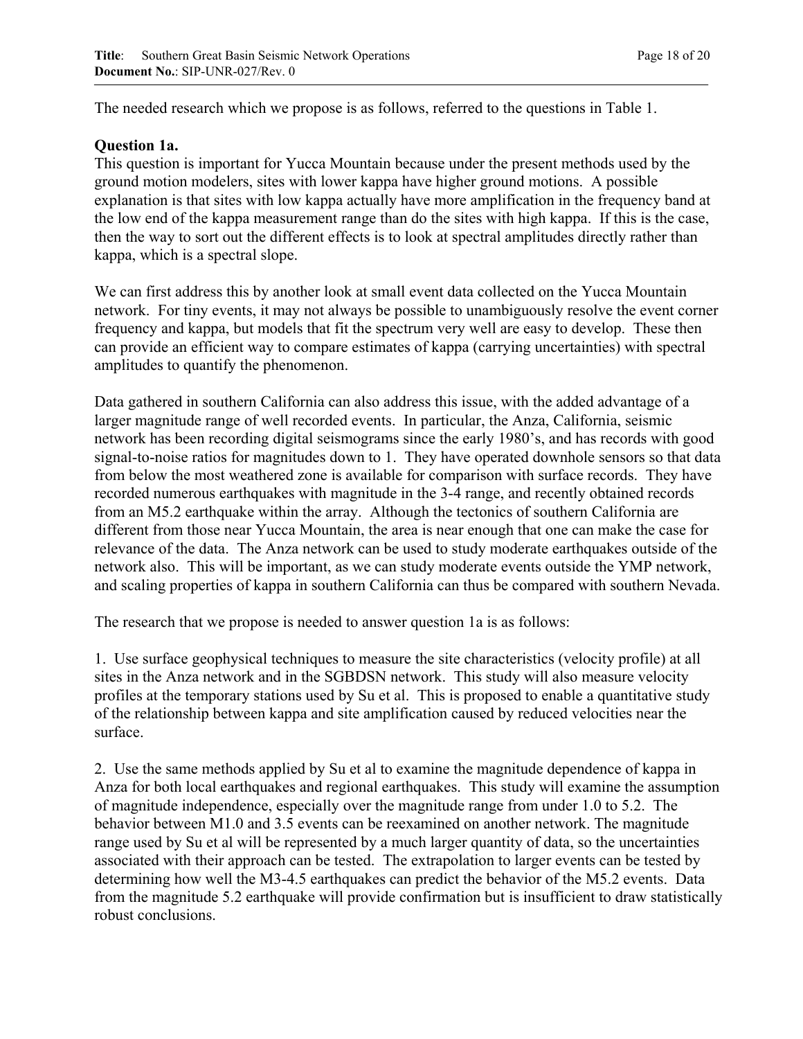The needed research which we propose is as follows, referred to the questions in Table 1.

**Question 1a.**

This question is important for Yucca Mountain because under the present methods used by the ground motion modelers, sites with lower kappa have higher ground motions. A possible explanation is that sites with low kappa actually have more amplification in the frequency band at the low end of the kappa measurement range than do the sites with high kappa. If this is the case, then the way to sort out the different effects is to look at spectral amplitudes directly rather than kappa, which is a spectral slope.

We can first address this by another look at small event data collected on the Yucca Mountain network. For tiny events, it may not always be possible to unambiguously resolve the event corner frequency and kappa, but models that fit the spectrum very well are easy to develop. These then can provide an efficient way to compare estimates of kappa (carrying uncertainties) with spectral amplitudes to quantify the phenomenon.

Data gathered in southern California can also address this issue, with the added advantage of a larger magnitude range of well recorded events. In particular, the Anza, California, seismic network has been recording digital seismograms since the early 1980's, and has records with good signal-to-noise ratios for magnitudes down to 1. They have operated downhole sensors so that data from below the most weathered zone is available for comparison with surface records. They have recorded numerous earthquakes with magnitude in the 3-4 range, and recently obtained records from an M5.2 earthquake within the array. Although the tectonics of southern California are different from those near Yucca Mountain, the area is near enough that one can make the case for relevance of the data. The Anza network can be used to study moderate earthquakes outside of the network also. This will be important, as we can study moderate events outside the YMP network, and scaling properties of kappa in southern California can thus be compared with southern Nevada.

The research that we propose is needed to answer question 1a is as follows:

1. Use surface geophysical techniques to measure the site characteristics (velocity profile) at all sites in the Anza network and in the SGBDSN network. This study will also measure velocity profiles at the temporary stations used by Su et al. This is proposed to enable a quantitative study of the relationship between kappa and site amplification caused by reduced velocities near the surface.

2. Use the same methods applied by Su et al to examine the magnitude dependence of kappa in Anza for both local earthquakes and regional earthquakes. This study will examine the assumption of magnitude independence, especially over the magnitude range from under 1.0 to 5.2. The behavior between M1.0 and 3.5 events can be reexamined on another network. The magnitude range used by Su et al will be represented by a much larger quantity of data, so the uncertainties associated with their approach can be tested. The extrapolation to larger events can be tested by determining how well the M3-4.5 earthquakes can predict the behavior of the M5.2 events. Data from the magnitude 5.2 earthquake will provide confirmation but is insufficient to draw statistically robust conclusions.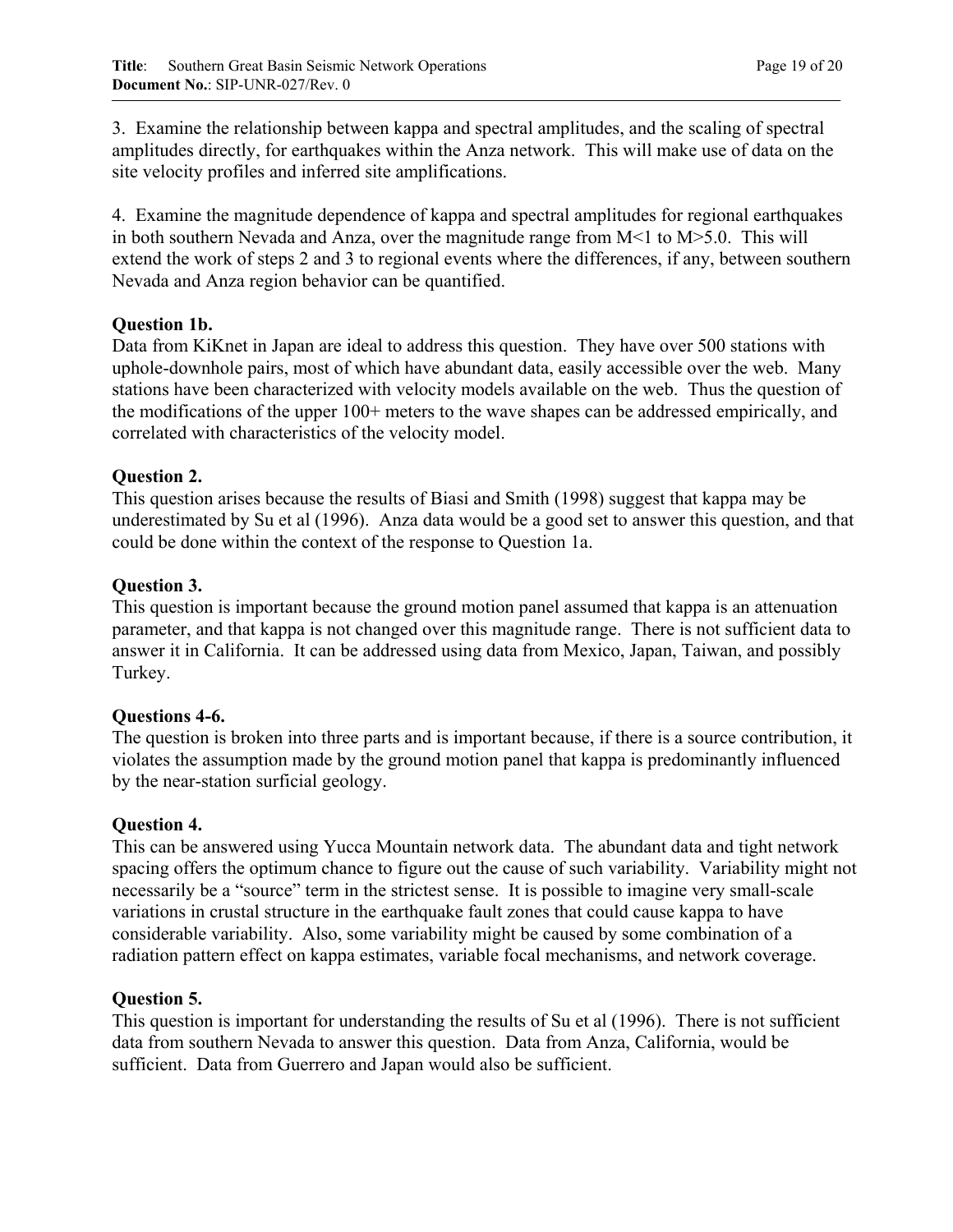3. Examine the relationship between kappa and spectral amplitudes, and the scaling of spectral amplitudes directly, for earthquakes within the Anza network. This will make use of data on the site velocity profiles and inferred site amplifications.

4. Examine the magnitude dependence of kappa and spectral amplitudes for regional earthquakes in both southern Nevada and Anza, over the magnitude range from M<1 to M>5.0. This will extend the work of steps 2 and 3 to regional events where the differences, if any, between southern Nevada and Anza region behavior can be quantified.

**Question 1b.**

Data from KiKnet in Japan are ideal to address this question. They have over 500 stations with uphole-downhole pairs, most of which have abundant data, easily accessible over the web. Many stations have been characterized with velocity models available on the web. Thus the question of the modifications of the upper 100+ meters to the wave shapes can be addressed empirically, and correlated with characteristics of the velocity model.

**Question 2.**

This question arises because the results of Biasi and Smith (1998) suggest that kappa may be underestimated by Su et al (1996). Anza data would be a good set to answer this question, and that could be done within the context of the response to Question 1a.

**Question 3.**

This question is important because the ground motion panel assumed that kappa is an attenuation parameter, and that kappa is not changed over this magnitude range. There is not sufficient data to answer it in California. It can be addressed using data from Mexico, Japan, Taiwan, and possibly Turkey.

**Questions 4-6.**

The question is broken into three parts and is important because, if there is a source contribution, it violates the assumption made by the ground motion panel that kappa is predominantly influenced by the near-station surficial geology.

**Question 4.**

This can be answered using Yucca Mountain network data. The abundant data and tight network spacing offers the optimum chance to figure out the cause of such variability. Variability might not necessarily be a "source" term in the strictest sense. It is possible to imagine very small-scale variations in crustal structure in the earthquake fault zones that could cause kappa to have considerable variability. Also, some variability might be caused by some combination of a radiation pattern effect on kappa estimates, variable focal mechanisms, and network coverage.

**Question 5.**

This question is important for understanding the results of Su et al (1996). There is not sufficient data from southern Nevada to answer this question. Data from Anza, California, would be sufficient. Data from Guerrero and Japan would also be sufficient.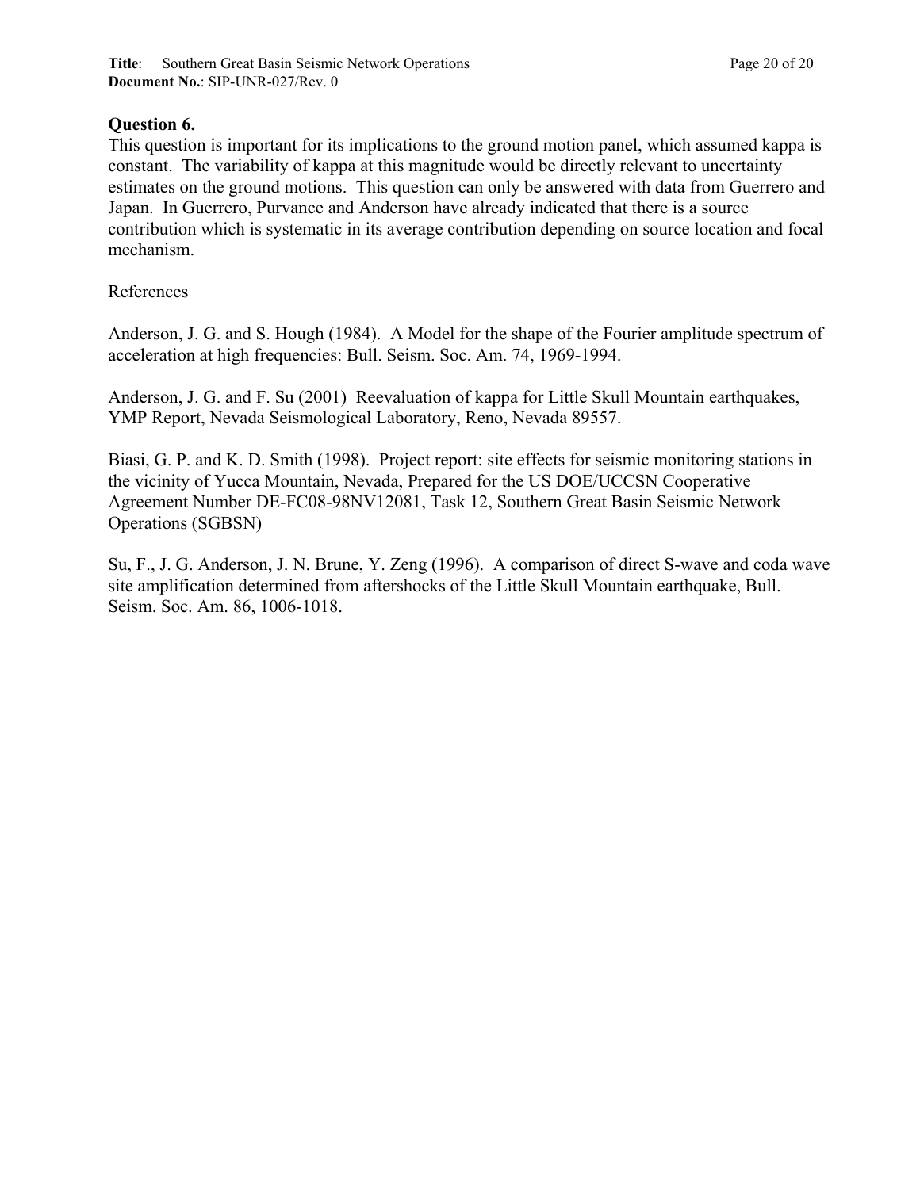**Question 6.**
This question is important for its implications to the ground motion panel, which assumed kappa is constant. The variability of kappa at this magnitude would be directly relevant to uncertainty estimates on the ground motions. This question can only be answered with data from Guerrero and Japan. In Guerrero, Purvance and Anderson have already indicated that there is a source contribution which is systematic in its average contribution depending on source location and focal mechanism.

References

Anderson, J. G. and S. Hough (1984). A Model for the shape of the Fourier amplitude spectrum of acceleration at high frequencies: Bull. Seism. Soc. Am. 74, 1969-1994.

Anderson, J. G. and F. Su (2001) Reevaluation of kappa for Little Skull Mountain earthquakes, YMP Report, Nevada Seismological Laboratory, Reno, Nevada 89557.

Biasi, G. P. and K. D. Smith (1998). Project report: site effects for seismic monitoring stations in the vicinity of Yucca Mountain, Nevada, Prepared for the US DOE/UCCSN Cooperative Agreement Number DE-FC08-98NV12081, Task 12, Southern Great Basin Seismic Network Operations (SGBSN)

Su, F., J. G. Anderson, J. N. Brune, Y. Zeng (1996). A comparison of direct S-wave and coda wave site amplification determined from aftershocks of the Little Skull Mountain earthquake, Bull. Seism. Soc. Am. 86, 1006-1018.